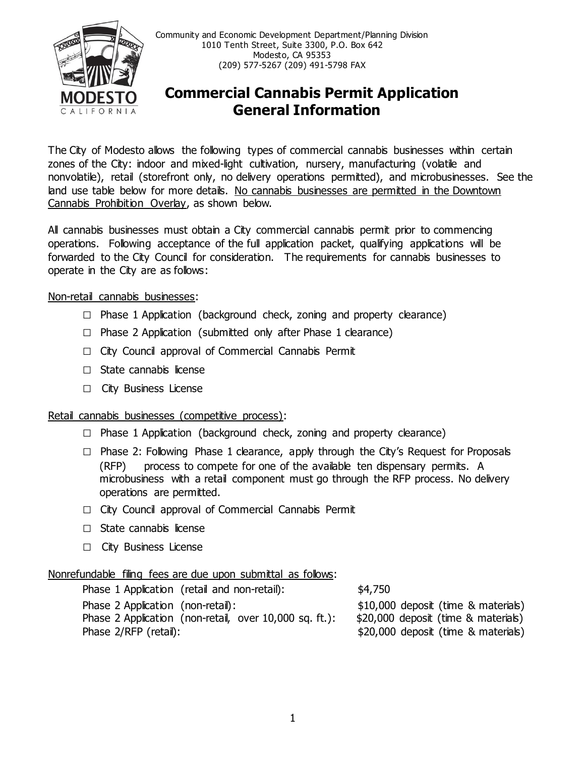Community and Economic Development Department/Planning Division
1010 Tenth Street, Suite 3300, P.O. Box 642
Modesto, CA 95353
(209) 577-5267 (209) 491-5798 FAX

# Commercial Cannabis Permit Application General Information

The City of Modesto allows the following types of commercial cannabis businesses within certain zones of the City: indoor and mixed-light cultivation, nursery, manufacturing (volatile and nonvolatile), retail (storefront only, no delivery operations permitted), and microbusinesses. See the land use table below for more details. No cannabis businesses are permitted in the Downtown Cannabis Prohibition Overlay, as shown below.

All cannabis businesses must obtain a City commercial cannabis permit prior to commencing operations. Following acceptance of the full application packet, qualifying applications will be forwarded to the City Council for consideration. The requirements for cannabis businesses to operate in the City are as follows:

Non-retail cannabis businesses:

- ☐ Phase 1 Application (background check, zoning and property clearance)
- ☐ Phase 2 Application (submitted only after Phase 1 clearance)
- ☐ City Council approval of Commercial Cannabis Permit
- ☐ State cannabis license
- ☐ City Business License

Retail cannabis businesses (competitive process):

- ☐ Phase 1 Application (background check, zoning and property clearance)
- ☐ Phase 2: Following Phase 1 clearance, apply through the City's Request for Proposals (RFP) process to compete for one of the available ten dispensary permits. A microbusiness with a retail component must go through the RFP process. No delivery operations are permitted.
- ☐ City Council approval of Commercial Cannabis Permit
- ☐ State cannabis license
- ☐ City Business License

Nonrefundable filing fees are due upon submittal as follows:

| | |
|---|---|
| Phase 1 Application (retail and non-retail): | $4,750 |
| Phase 2 Application (non-retail): | $10,000 deposit (time & materials) |
| Phase 2 Application (non-retail, over 10,000 sq. ft.): | $20,000 deposit (time & materials) |
| Phase 2/RFP (retail): | $20,000 deposit (time & materials) |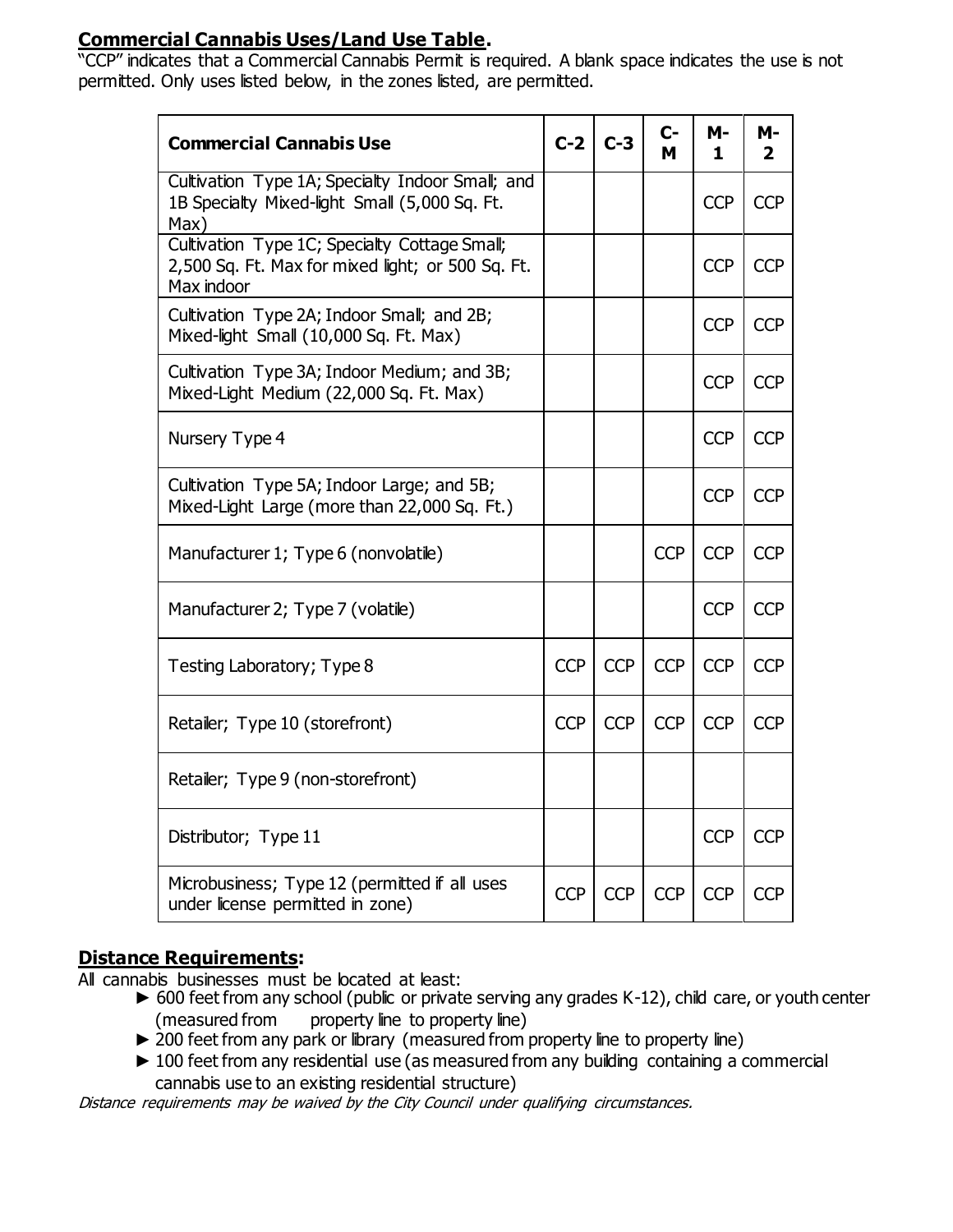**Commercial Cannabis Uses/Land Use Table.**

"CCP" indicates that a Commercial Cannabis Permit is required. A blank space indicates the use is not permitted. Only uses listed below, in the zones listed, are permitted.

| Commercial Cannabis Use | C-2 | C-3 | C-M | M-1 | M-2 |
|---|---|---|---|---|---|
| Cultivation Type 1A; Specialty Indoor Small; and 1B Specialty Mixed-light Small (5,000 Sq. Ft. Max) | | | | CCP | CCP |
| Cultivation Type 1C; Specialty Cottage Small; 2,500 Sq. Ft. Max for mixed light; or 500 Sq. Ft. Max indoor | | | | CCP | CCP |
| Cultivation Type 2A; Indoor Small; and 2B; Mixed-light Small (10,000 Sq. Ft. Max) | | | | CCP | CCP |
| Cultivation Type 3A; Indoor Medium; and 3B; Mixed-Light Medium (22,000 Sq. Ft. Max) | | | | CCP | CCP |
| Nursery Type 4 | | | | CCP | CCP |
| Cultivation Type 5A; Indoor Large; and 5B; Mixed-Light Large (more than 22,000 Sq. Ft.) | | | | CCP | CCP |
| Manufacturer 1; Type 6 (nonvolatile) | | | CCP | CCP | CCP |
| Manufacturer 2; Type 7 (volatile) | | | | CCP | CCP |
| Testing Laboratory; Type 8 | CCP | CCP | CCP | CCP | CCP |
| Retailer; Type 10 (storefront) | CCP | CCP | CCP | CCP | CCP |
| Retailer; Type 9 (non-storefront) | | | | | |
| Distributor; Type 11 | | | | CCP | CCP |
| Microbusiness; Type 12 (permitted if all uses under license permitted in zone) | CCP | CCP | CCP | CCP | CCP |

**Distance Requirements:**

All cannabis businesses must be located at least:

- ► 600 feet from any school (public or private serving any grades K-12), child care, or youth center (measured from property line to property line)
- ► 200 feet from any park or library (measured from property line to property line)
- ► 100 feet from any residential use (as measured from any building containing a commercial cannabis use to an existing residential structure)

*Distance requirements may be waived by the City Council under qualifying circumstances.*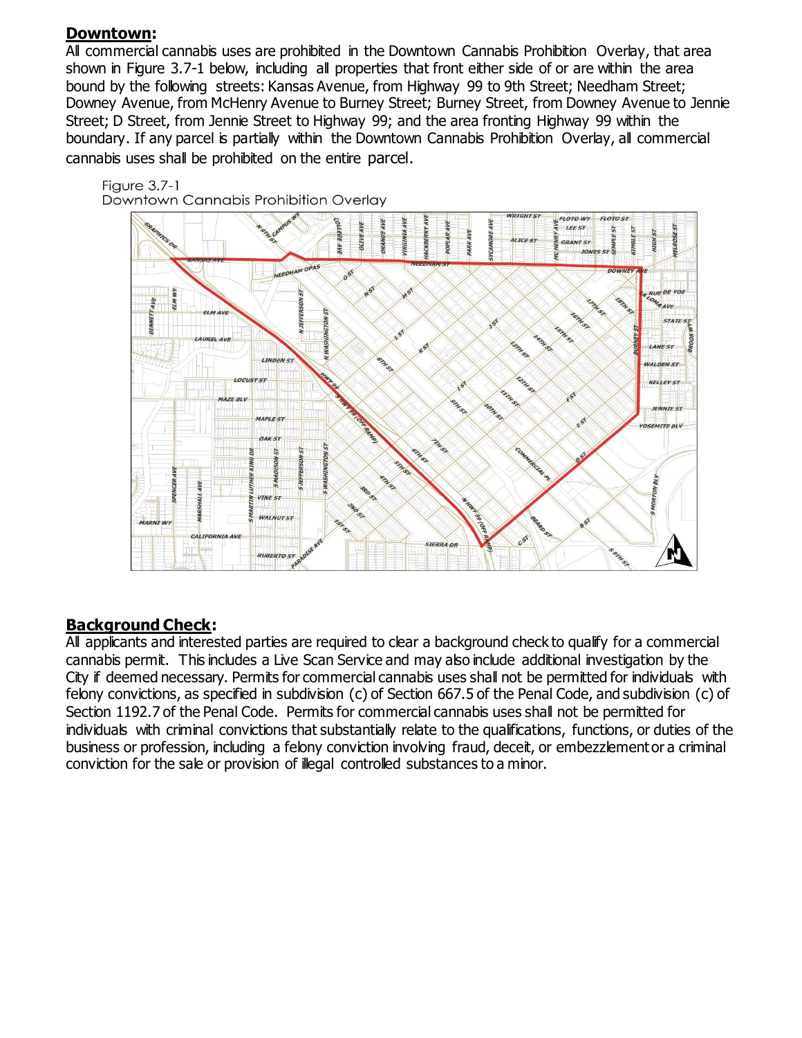**Downtown:**

All commercial cannabis uses are prohibited in the Downtown Cannabis Prohibition Overlay, that area shown in Figure 3.7-1 below, including all properties that front either side of or are within the area bound by the following streets: Kansas Avenue, from Highway 99 to 9th Street; Needham Street; Downey Avenue, from McHenry Avenue to Burney Street; Burney Street, from Downey Avenue to Jennie Street; D Street, from Jennie Street to Highway 99; and the area fronting Highway 99 within the boundary. If any parcel is partially within the Downtown Cannabis Prohibition Overlay, all commercial cannabis uses shall be prohibited on the entire parcel.

Figure 3.7-1
Downtown Cannabis Prohibition Overlay

**Background Check:**

All applicants and interested parties are required to clear a background check to qualify for a commercial cannabis permit. This includes a Live Scan Service and may also include additional investigation by the City if deemed necessary. Permits for commercial cannabis uses shall not be permitted for individuals with felony convictions, as specified in subdivision (c) of Section 667.5 of the Penal Code, and subdivision (c) of Section 1192.7 of the Penal Code. Permits for commercial cannabis uses shall not be permitted for individuals with criminal convictions that substantially relate to the qualifications, functions, or duties of the business or profession, including a felony conviction involving fraud, deceit, or embezzlement or a criminal conviction for the sale or provision of illegal controlled substances to a minor.